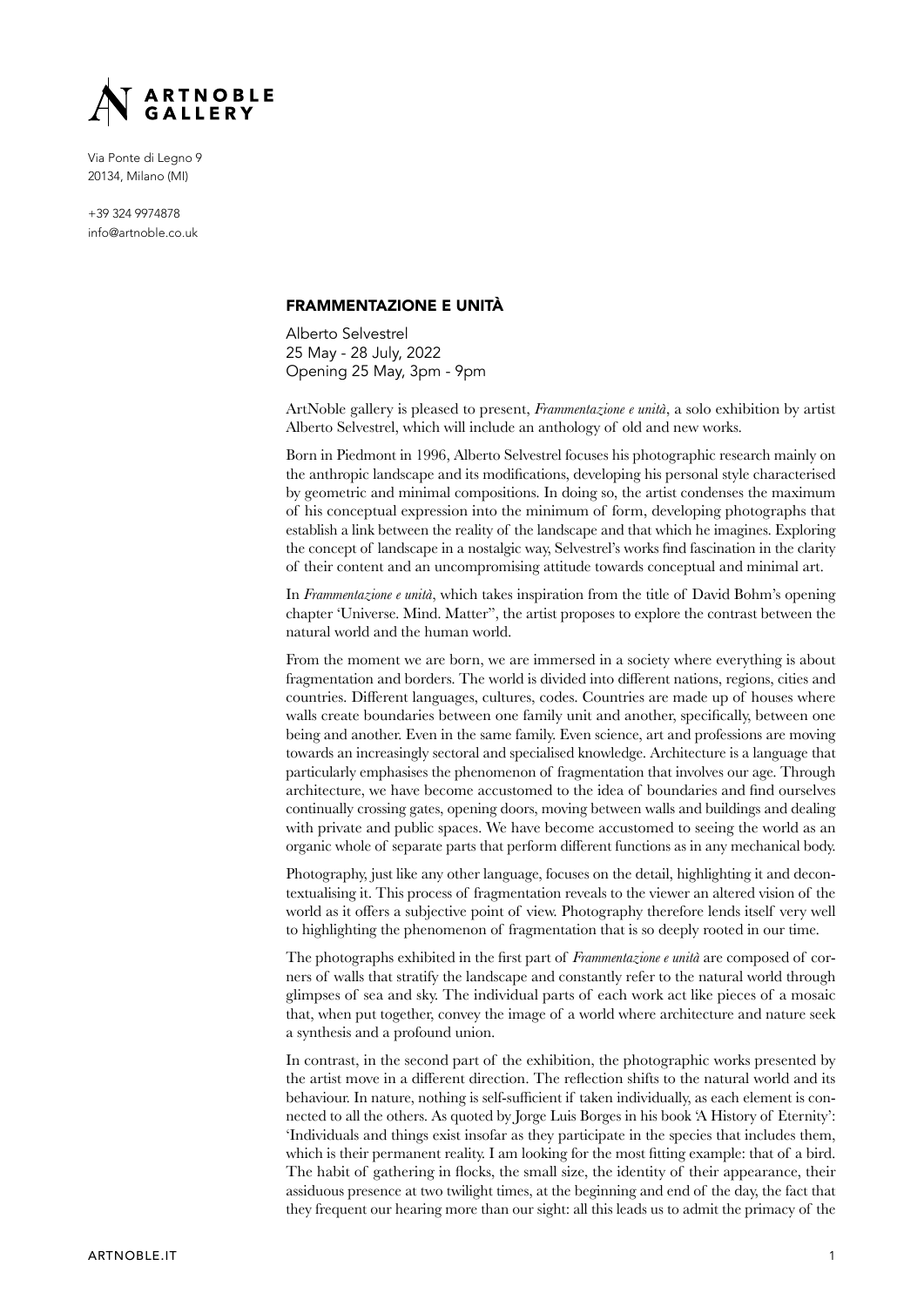ARTNOBLE GALLERY

Via Ponte di Legno 9
20134, Milano (MI)

+39 324 9974878
info@artnoble.co.uk

## FRAMMENTAZIONE E UNITÀ

Alberto Selvestrel
25 May - 28 July, 2022
Opening 25 May, 3pm - 9pm

ArtNoble gallery is pleased to present, *Frammentazione e unità*, a solo exhibition by artist Alberto Selvestrel, which will include an anthology of old and new works.

Born in Piedmont in 1996, Alberto Selvestrel focuses his photographic research mainly on the anthropic landscape and its modifications, developing his personal style characterised by geometric and minimal compositions. In doing so, the artist condenses the maximum of his conceptual expression into the minimum of form, developing photographs that establish a link between the reality of the landscape and that which he imagines. Exploring the concept of landscape in a nostalgic way, Selvestrel's works find fascination in the clarity of their content and an uncompromising attitude towards conceptual and minimal art.

In *Frammentazione e unità*, which takes inspiration from the title of David Bohm's opening chapter 'Universe. Mind. Matter", the artist proposes to explore the contrast between the natural world and the human world.

From the moment we are born, we are immersed in a society where everything is about fragmentation and borders. The world is divided into different nations, regions, cities and countries. Different languages, cultures, codes. Countries are made up of houses where walls create boundaries between one family unit and another, specifically, between one being and another. Even in the same family. Even science, art and professions are moving towards an increasingly sectoral and specialised knowledge. Architecture is a language that particularly emphasises the phenomenon of fragmentation that involves our age. Through architecture, we have become accustomed to the idea of boundaries and find ourselves continually crossing gates, opening doors, moving between walls and buildings and dealing with private and public spaces. We have become accustomed to seeing the world as an organic whole of separate parts that perform different functions as in any mechanical body.

Photography, just like any other language, focuses on the detail, highlighting it and decontextualising it. This process of fragmentation reveals to the viewer an altered vision of the world as it offers a subjective point of view. Photography therefore lends itself very well to highlighting the phenomenon of fragmentation that is so deeply rooted in our time.

The photographs exhibited in the first part of *Frammentazione e unità* are composed of corners of walls that stratify the landscape and constantly refer to the natural world through glimpses of sea and sky. The individual parts of each work act like pieces of a mosaic that, when put together, convey the image of a world where architecture and nature seek a synthesis and a profound union.

In contrast, in the second part of the exhibition, the photographic works presented by the artist move in a different direction. The reflection shifts to the natural world and its behaviour. In nature, nothing is self-sufficient if taken individually, as each element is connected to all the others. As quoted by Jorge Luis Borges in his book 'A History of Eternity': 'Individuals and things exist insofar as they participate in the species that includes them, which is their permanent reality. I am looking for the most fitting example: that of a bird. The habit of gathering in flocks, the small size, the identity of their appearance, their assiduous presence at two twilight times, at the beginning and end of the day, the fact that they frequent our hearing more than our sight: all this leads us to admit the primacy of the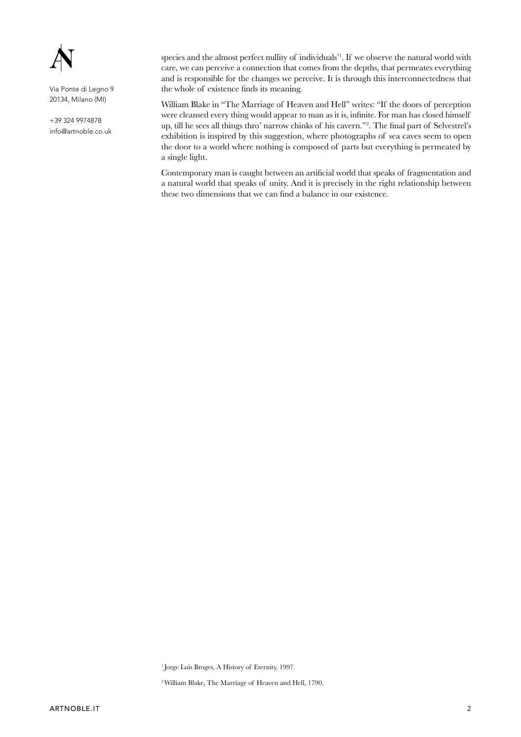species and the almost perfect nullity of individuals'[1]. If we observe the natural world with care, we can perceive a connection that comes from the depths, that permeates everything and is responsible for the changes we perceive. It is through this interconnectedness that the whole of existence finds its meaning.

William Blake in "The Marriage of Heaven and Hell" writes: "If the doors of perception were cleansed every thing would appear to man as it is, infinite. For man has closed himself up, till he sees all things thro' narrow chinks of his cavern."[2]. The final part of Selvestrel's exhibition is inspired by this suggestion, where photographs of sea caves seem to open the door to a world where nothing is composed of parts but everything is permeated by a single light.

Contemporary man is caught between an artificial world that speaks of fragmentation and a natural world that speaks of unity. And it is precisely in the right relationship between these two dimensions that we can find a balance in our existence.

[1] Jorge Luis Broges, A History of Eternity, 1997.

[2] William Blake, The Marriage of Heaven and Hell, 1790.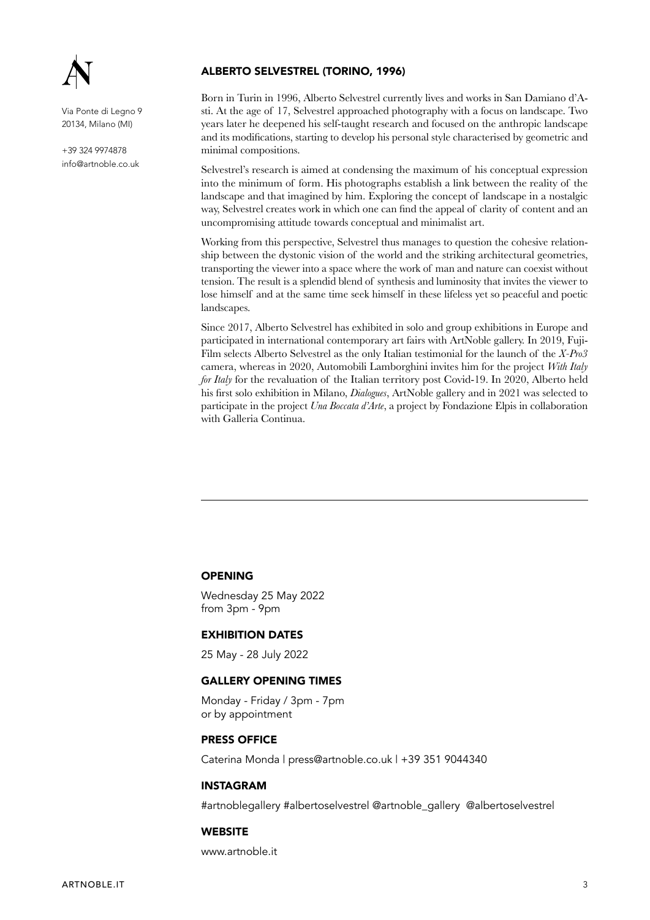Via Ponte di Legno 9
20134, Milano (MI)

+39 324 9974878
info@artnoble.co.uk

## ALBERTO SELVESTREL (TORINO, 1996)

Born in Turin in 1996, Alberto Selvestrel currently lives and works in San Damiano d'Asti. At the age of 17, Selvestrel approached photography with a focus on landscape. Two years later he deepened his self-taught research and focused on the anthropic landscape and its modifications, starting to develop his personal style characterised by geometric and minimal compositions.

Selvestrel's research is aimed at condensing the maximum of his conceptual expression into the minimum of form. His photographs establish a link between the reality of the landscape and that imagined by him. Exploring the concept of landscape in a nostalgic way, Selvestrel creates work in which one can find the appeal of clarity of content and an uncompromising attitude towards conceptual and minimalist art.

Working from this perspective, Selvestrel thus manages to question the cohesive relationship between the dystonic vision of the world and the striking architectural geometries, transporting the viewer into a space where the work of man and nature can coexist without tension. The result is a splendid blend of synthesis and luminosity that invites the viewer to lose himself and at the same time seek himself in these lifeless yet so peaceful and poetic landscapes.

Since 2017, Alberto Selvestrel has exhibited in solo and group exhibitions in Europe and participated in international contemporary art fairs with ArtNoble gallery. In 2019, Fuji-Film selects Alberto Selvestrel as the only Italian testimonial for the launch of the *X-Pro3* camera, whereas in 2020, Automobili Lamborghini invites him for the project *With Italy for Italy* for the revaluation of the Italian territory post Covid-19. In 2020, Alberto held his first solo exhibition in Milano, *Dialogues*, ArtNoble gallery and in 2021 was selected to participate in the project *Una Boccata d'Arte*, a project by Fondazione Elpis in collaboration with Galleria Continua.

---

### OPENING

Wednesday 25 May 2022
from 3pm - 9pm

### EXHIBITION DATES

25 May - 28 July 2022

### GALLERY OPENING TIMES

Monday - Friday / 3pm - 7pm
or by appointment

### PRESS OFFICE

Caterina Monda | press@artnoble.co.uk | +39 351 9044340

### INSTAGRAM

#artnoblegallery #albertoselvestrel @artnoble_gallery @albertoselvestrel

### WEBSITE

www.artnoble.it